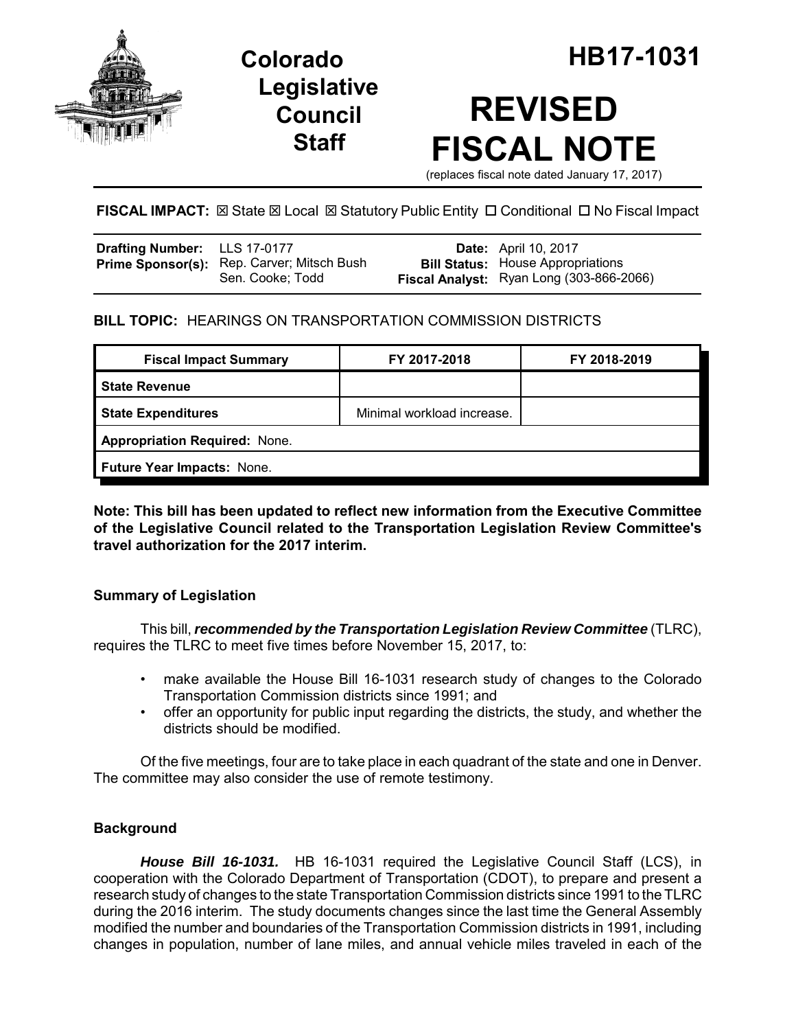# Colorado Legislative Council Staff

# HB17-1031

# REVISED FISCAL NOTE

(replaces fiscal note dated January 17, 2017)

**FISCAL IMPACT:** ☒ State ☒ Local ☒ Statutory Public Entity ☐ Conditional ☐ No Fiscal Impact

| | | | |
|---|---|---|---|
| **Drafting Number:** | LLS 17-0177 | **Date:** | April 10, 2017 |
| **Prime Sponsor(s):** | Rep. Carver; Mitsch Bush<br>Sen. Cooke; Todd | **Bill Status:** | House Appropriations |
| | | **Fiscal Analyst:** | Ryan Long (303-866-2066) |

**BILL TOPIC:** HEARINGS ON TRANSPORTATION COMMISSION DISTRICTS

| Fiscal Impact Summary | FY 2017-2018 | FY 2018-2019 |
|---|---|---|
| **State Revenue** | | |
| **State Expenditures** | Minimal workload increase. | |
| **Appropriation Required:** None. | | |
| **Future Year Impacts:** None. | | |

**Note: This bill has been updated to reflect new information from the Executive Committee of the Legislative Council related to the Transportation Legislation Review Committee's travel authorization for the 2017 interim.**

### Summary of Legislation

This bill, ***recommended by the Transportation Legislation Review Committee*** (TLRC), requires the TLRC to meet five times before November 15, 2017, to:

- make available the House Bill 16-1031 research study of changes to the Colorado Transportation Commission districts since 1991; and
- offer an opportunity for public input regarding the districts, the study, and whether the districts should be modified.

Of the five meetings, four are to take place in each quadrant of the state and one in Denver. The committee may also consider the use of remote testimony.

### Background

***House Bill 16-1031.*** HB 16-1031 required the Legislative Council Staff (LCS), in cooperation with the Colorado Department of Transportation (CDOT), to prepare and present a research study of changes to the state Transportation Commission districts since 1991 to the TLRC during the 2016 interim. The study documents changes since the last time the General Assembly modified the number and boundaries of the Transportation Commission districts in 1991, including changes in population, number of lane miles, and annual vehicle miles traveled in each of the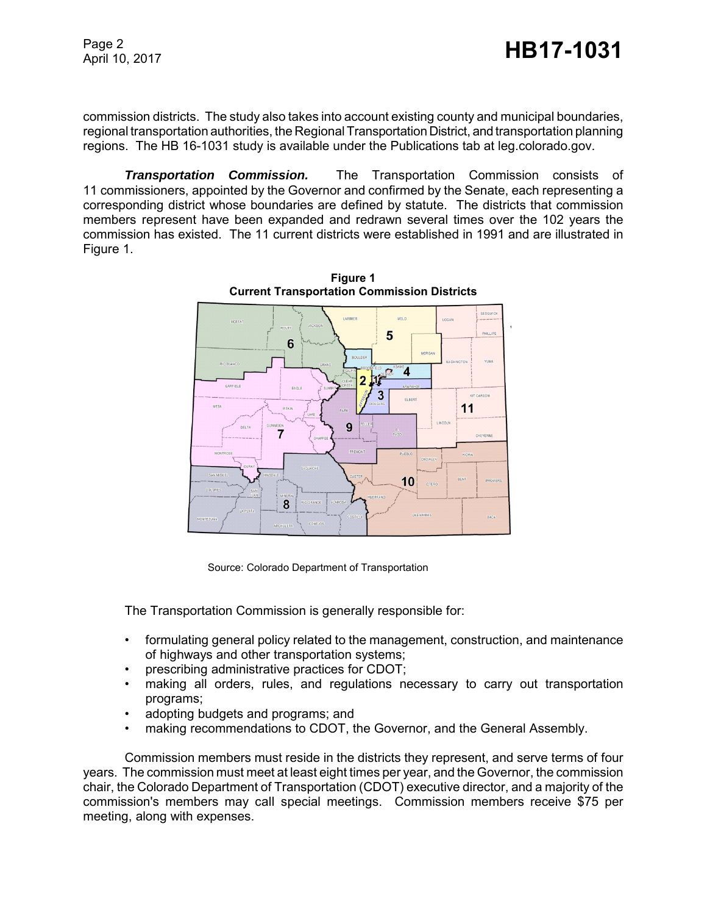commission districts. The study also takes into account existing county and municipal boundaries, regional transportation authorities, the Regional Transportation District, and transportation planning regions. The HB 16-1031 study is available under the Publications tab at leg.colorado.gov.

***Transportation Commission.*** The Transportation Commission consists of 11 commissioners, appointed by the Governor and confirmed by the Senate, each representing a corresponding district whose boundaries are defined by statute. The districts that commission members represent have been expanded and redrawn several times over the 102 years the commission has existed. The 11 current districts were established in 1991 and are illustrated in Figure 1.

**Figure 1**
**Current Transportation Commission Districts**

Source: Colorado Department of Transportation

The Transportation Commission is generally responsible for:

- formulating general policy related to the management, construction, and maintenance of highways and other transportation systems;
- prescribing administrative practices for CDOT;
- making all orders, rules, and regulations necessary to carry out transportation programs;
- adopting budgets and programs; and
- making recommendations to CDOT, the Governor, and the General Assembly.

Commission members must reside in the districts they represent, and serve terms of four years. The commission must meet at least eight times per year, and the Governor, the commission chair, the Colorado Department of Transportation (CDOT) executive director, and a majority of the commission's members may call special meetings. Commission members receive $75 per meeting, along with expenses.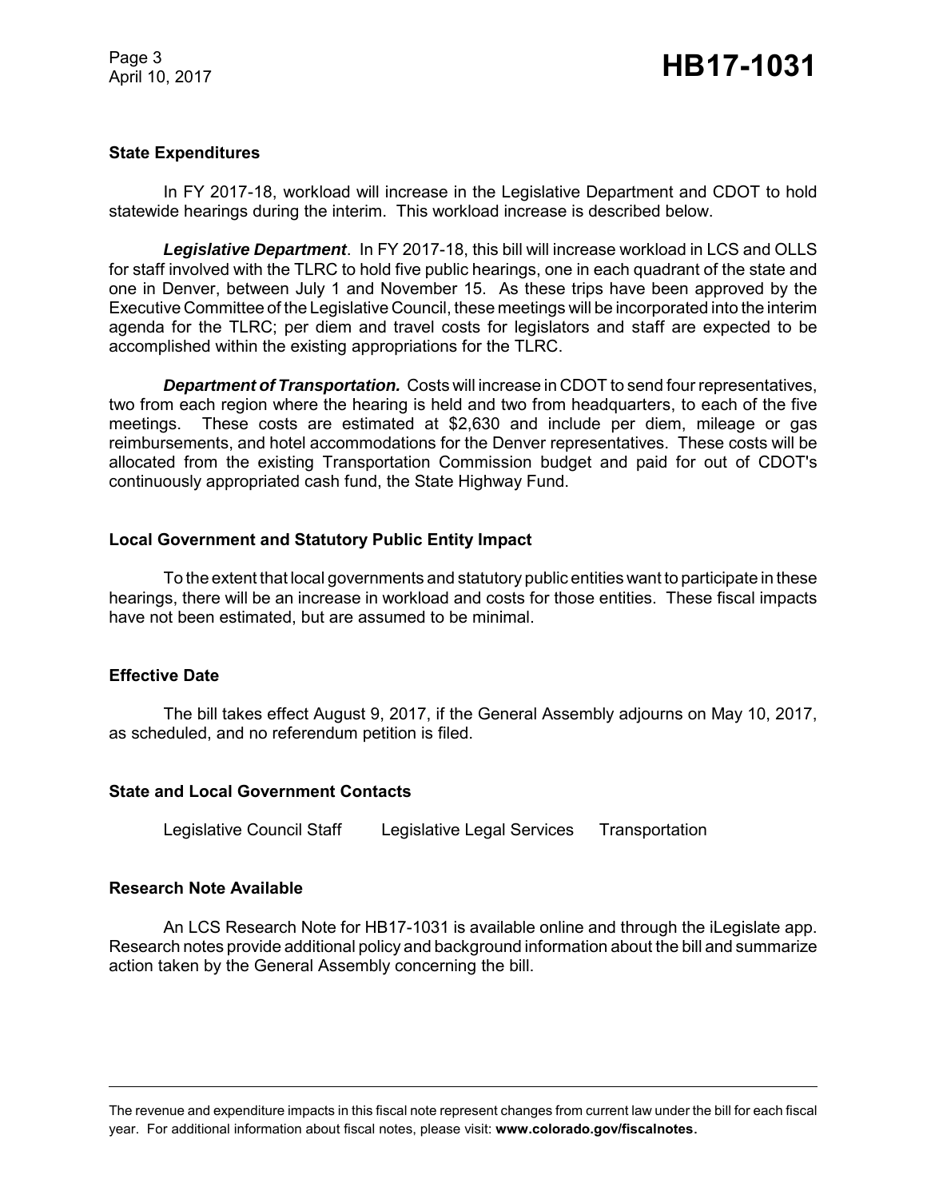**State Expenditures**

In FY 2017-18, workload will increase in the Legislative Department and CDOT to hold statewide hearings during the interim. This workload increase is described below.

***Legislative Department***. In FY 2017-18, this bill will increase workload in LCS and OLLS for staff involved with the TLRC to hold five public hearings, one in each quadrant of the state and one in Denver, between July 1 and November 15. As these trips have been approved by the Executive Committee of the Legislative Council, these meetings will be incorporated into the interim agenda for the TLRC; per diem and travel costs for legislators and staff are expected to be accomplished within the existing appropriations for the TLRC.

***Department of Transportation.*** Costs will increase in CDOT to send four representatives, two from each region where the hearing is held and two from headquarters, to each of the five meetings. These costs are estimated at $2,630 and include per diem, mileage or gas reimbursements, and hotel accommodations for the Denver representatives. These costs will be allocated from the existing Transportation Commission budget and paid for out of CDOT's continuously appropriated cash fund, the State Highway Fund.

**Local Government and Statutory Public Entity Impact**

To the extent that local governments and statutory public entities want to participate in these hearings, there will be an increase in workload and costs for those entities. These fiscal impacts have not been estimated, but are assumed to be minimal.

**Effective Date**

The bill takes effect August 9, 2017, if the General Assembly adjourns on May 10, 2017, as scheduled, and no referendum petition is filed.

**State and Local Government Contacts**

Legislative Council Staff     Legislative Legal Services     Transportation

**Research Note Available**

An LCS Research Note for HB17-1031 is available online and through the iLegislate app. Research notes provide additional policy and background information about the bill and summarize action taken by the General Assembly concerning the bill.

The revenue and expenditure impacts in this fiscal note represent changes from current law under the bill for each fiscal year. For additional information about fiscal notes, please visit: **www.colorado.gov/fiscalnotes.**